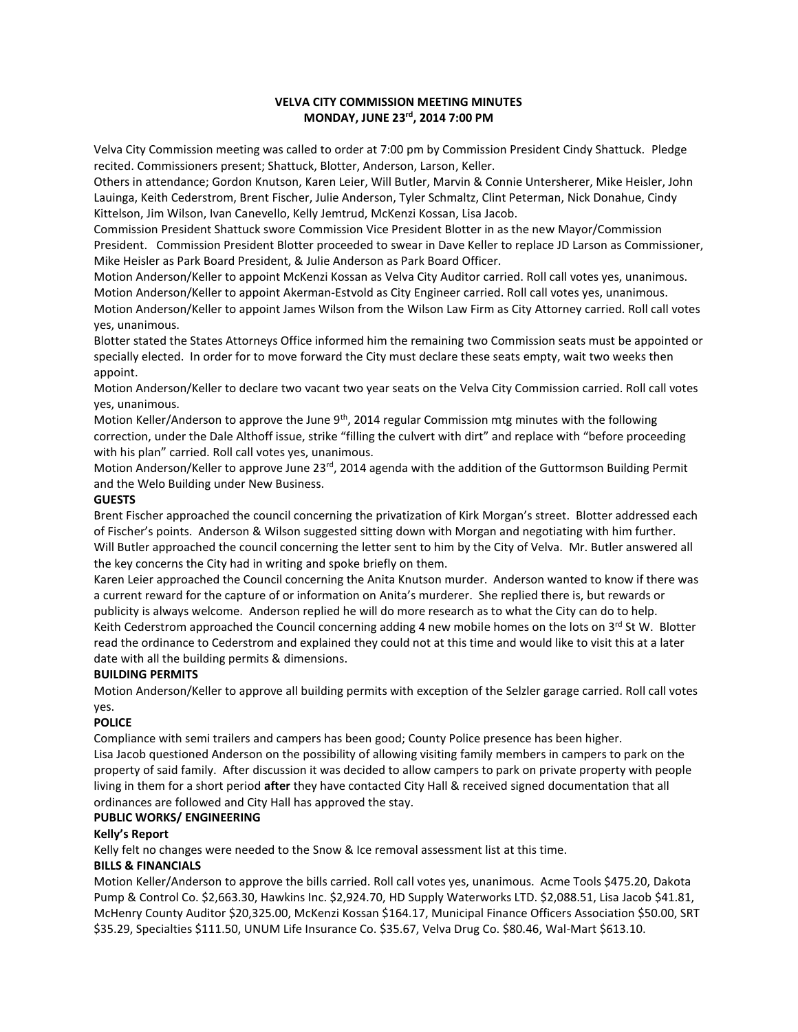# VELVA CITY COMMISSION MEETING MINUTES
## MONDAY, JUNE 23rd, 2014 7:00 PM

Velva City Commission meeting was called to order at 7:00 pm by Commission President Cindy Shattuck. Pledge recited. Commissioners present; Shattuck, Blotter, Anderson, Larson, Keller.

Others in attendance; Gordon Knutson, Karen Leier, Will Butler, Marvin & Connie Untersherer, Mike Heisler, John Lauinga, Keith Cederstrom, Brent Fischer, Julie Anderson, Tyler Schmaltz, Clint Peterman, Nick Donahue, Cindy Kittelson, Jim Wilson, Ivan Canevello, Kelly Jemtrud, McKenzi Kossan, Lisa Jacob.

Commission President Shattuck swore Commission Vice President Blotter in as the new Mayor/Commission President. Commission President Blotter proceeded to swear in Dave Keller to replace JD Larson as Commissioner, Mike Heisler as Park Board President, & Julie Anderson as Park Board Officer.

Motion Anderson/Keller to appoint McKenzi Kossan as Velva City Auditor carried. Roll call votes yes, unanimous.

Motion Anderson/Keller to appoint Akerman-Estvold as City Engineer carried. Roll call votes yes, unanimous.

Motion Anderson/Keller to appoint James Wilson from the Wilson Law Firm as City Attorney carried. Roll call votes yes, unanimous.

Blotter stated the States Attorneys Office informed him the remaining two Commission seats must be appointed or specially elected. In order for to move forward the City must declare these seats empty, wait two weeks then appoint.

Motion Anderson/Keller to declare two vacant two year seats on the Velva City Commission carried. Roll call votes yes, unanimous.

Motion Keller/Anderson to approve the June 9th, 2014 regular Commission mtg minutes with the following correction, under the Dale Althoff issue, strike "filling the culvert with dirt" and replace with "before proceeding with his plan" carried. Roll call votes yes, unanimous.

Motion Anderson/Keller to approve June 23rd, 2014 agenda with the addition of the Guttormson Building Permit and the Welo Building under New Business.

**GUESTS**

Brent Fischer approached the council concerning the privatization of Kirk Morgan's street. Blotter addressed each of Fischer's points. Anderson & Wilson suggested sitting down with Morgan and negotiating with him further.

Will Butler approached the council concerning the letter sent to him by the City of Velva. Mr. Butler answered all the key concerns the City had in writing and spoke briefly on them.

Karen Leier approached the Council concerning the Anita Knutson murder. Anderson wanted to know if there was a current reward for the capture of or information on Anita's murderer. She replied there is, but rewards or publicity is always welcome. Anderson replied he will do more research as to what the City can do to help.

Keith Cederstrom approached the Council concerning adding 4 new mobile homes on the lots on 3rd St W. Blotter read the ordinance to Cederstrom and explained they could not at this time and would like to visit this at a later date with all the building permits & dimensions.

**BUILDING PERMITS**

Motion Anderson/Keller to approve all building permits with exception of the Selzler garage carried. Roll call votes yes.

**POLICE**

Compliance with semi trailers and campers has been good; County Police presence has been higher.

Lisa Jacob questioned Anderson on the possibility of allowing visiting family members in campers to park on the property of said family. After discussion it was decided to allow campers to park on private property with people living in them for a short period **after** they have contacted City Hall & received signed documentation that all ordinances are followed and City Hall has approved the stay.

**PUBLIC WORKS/ ENGINEERING**

**Kelly's Report**

Kelly felt no changes were needed to the Snow & Ice removal assessment list at this time.

**BILLS & FINANCIALS**

Motion Keller/Anderson to approve the bills carried. Roll call votes yes, unanimous. Acme Tools $475.20, Dakota Pump & Control Co. $2,663.30, Hawkins Inc. $2,924.70, HD Supply Waterworks LTD. $2,088.51, Lisa Jacob $41.81, McHenry County Auditor $20,325.00, McKenzi Kossan $164.17, Municipal Finance Officers Association $50.00, SRT $35.29, Specialties $111.50, UNUM Life Insurance Co. $35.67, Velva Drug Co. $80.46, Wal-Mart $613.10.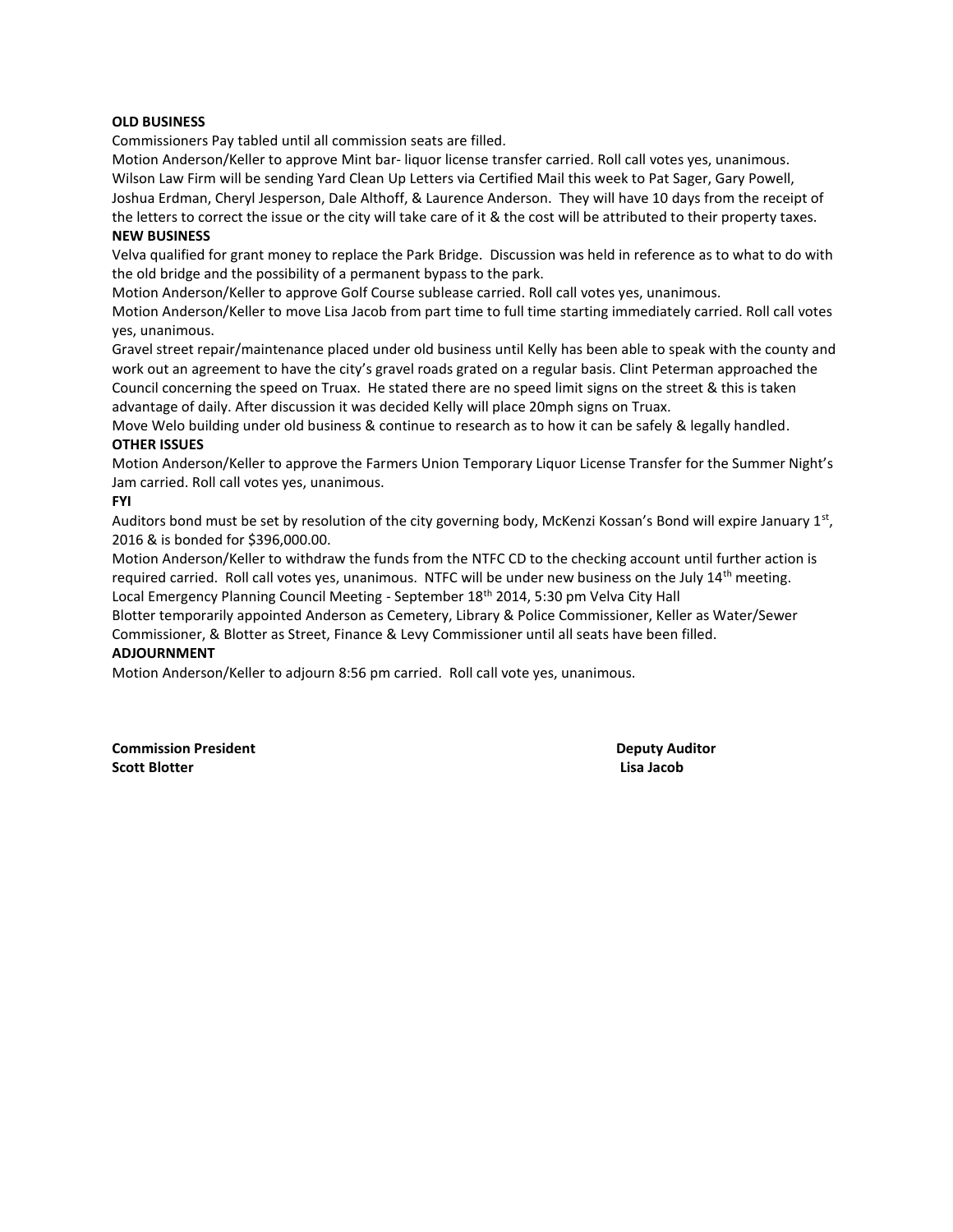**OLD BUSINESS**

Commissioners Pay tabled until all commission seats are filled.

Motion Anderson/Keller to approve Mint bar- liquor license transfer carried. Roll call votes yes, unanimous.

Wilson Law Firm will be sending Yard Clean Up Letters via Certified Mail this week to Pat Sager, Gary Powell, Joshua Erdman, Cheryl Jesperson, Dale Althoff, & Laurence Anderson. They will have 10 days from the receipt of the letters to correct the issue or the city will take care of it & the cost will be attributed to their property taxes.

**NEW BUSINESS**

Velva qualified for grant money to replace the Park Bridge. Discussion was held in reference as to what to do with the old bridge and the possibility of a permanent bypass to the park.

Motion Anderson/Keller to approve Golf Course sublease carried. Roll call votes yes, unanimous.

Motion Anderson/Keller to move Lisa Jacob from part time to full time starting immediately carried. Roll call votes yes, unanimous.

Gravel street repair/maintenance placed under old business until Kelly has been able to speak with the county and work out an agreement to have the city's gravel roads grated on a regular basis. Clint Peterman approached the Council concerning the speed on Truax. He stated there are no speed limit signs on the street & this is taken advantage of daily. After discussion it was decided Kelly will place 20mph signs on Truax.

Move Welo building under old business & continue to research as to how it can be safely & legally handled.

**OTHER ISSUES**

Motion Anderson/Keller to approve the Farmers Union Temporary Liquor License Transfer for the Summer Night's Jam carried. Roll call votes yes, unanimous.

**FYI**

Auditors bond must be set by resolution of the city governing body, McKenzi Kossan's Bond will expire January 1st, 2016 & is bonded for $396,000.00.

Motion Anderson/Keller to withdraw the funds from the NTFC CD to the checking account until further action is required carried. Roll call votes yes, unanimous. NTFC will be under new business on the July 14th meeting.

Local Emergency Planning Council Meeting - September 18th 2014, 5:30 pm Velva City Hall

Blotter temporarily appointed Anderson as Cemetery, Library & Police Commissioner, Keller as Water/Sewer Commissioner, & Blotter as Street, Finance & Levy Commissioner until all seats have been filled.

**ADJOURNMENT**

Motion Anderson/Keller to adjourn 8:56 pm carried. Roll call vote yes, unanimous.

**Commission President**
**Scott Blotter**

**Deputy Auditor**
**Lisa Jacob**